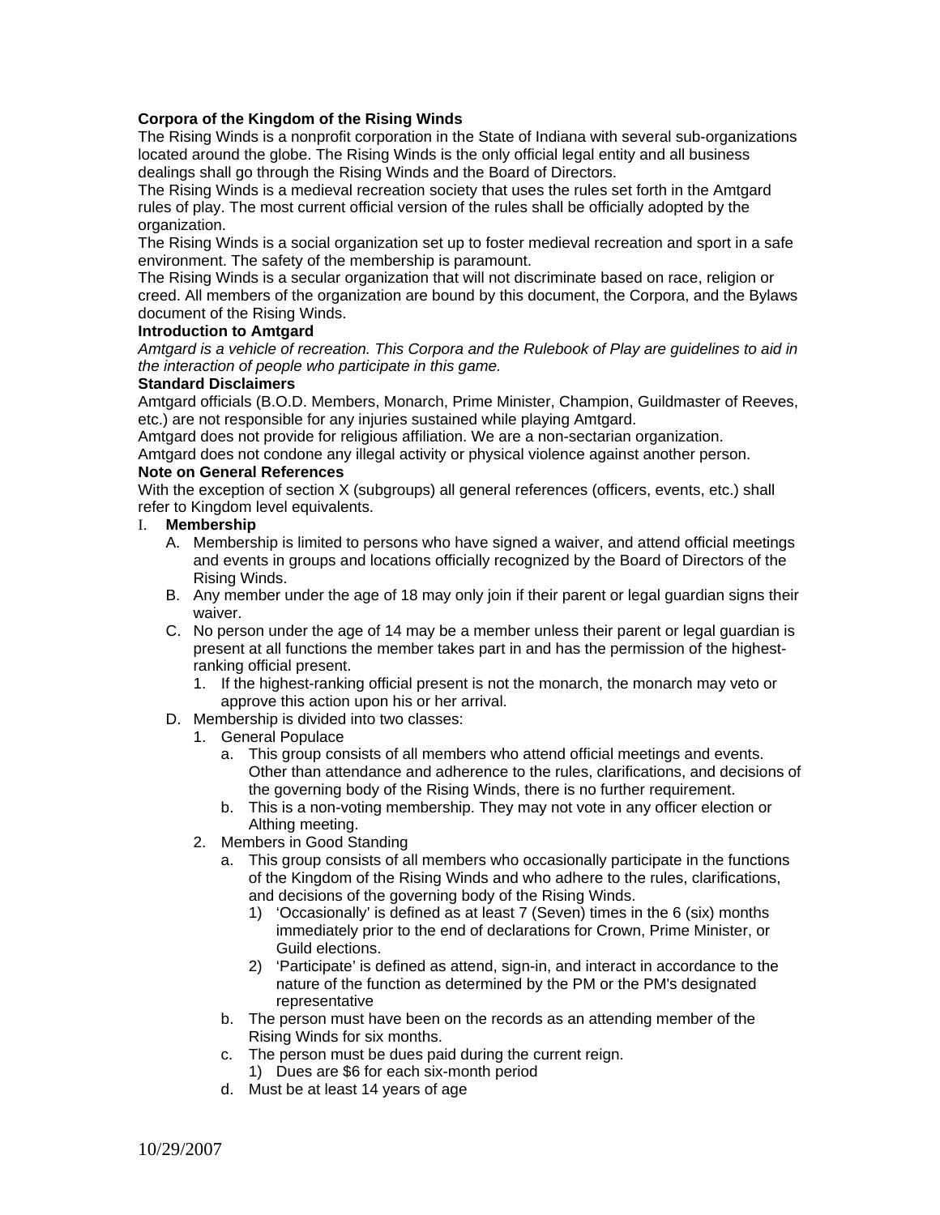**Corpora of the Kingdom of the Rising Winds**

The Rising Winds is a nonprofit corporation in the State of Indiana with several sub-organizations located around the globe. The Rising Winds is the only official legal entity and all business dealings shall go through the Rising Winds and the Board of Directors.

The Rising Winds is a medieval recreation society that uses the rules set forth in the Amtgard rules of play. The most current official version of the rules shall be officially adopted by the organization.

The Rising Winds is a social organization set up to foster medieval recreation and sport in a safe environment. The safety of the membership is paramount.

The Rising Winds is a secular organization that will not discriminate based on race, religion or creed. All members of the organization are bound by this document, the Corpora, and the Bylaws document of the Rising Winds.

**Introduction to Amtgard**

*Amtgard is a vehicle of recreation. This Corpora and the Rulebook of Play are guidelines to aid in the interaction of people who participate in this game.*

**Standard Disclaimers**

Amtgard officials (B.O.D. Members, Monarch, Prime Minister, Champion, Guildmaster of Reeves, etc.) are not responsible for any injuries sustained while playing Amtgard.

Amtgard does not provide for religious affiliation. We are a non-sectarian organization.

Amtgard does not condone any illegal activity or physical violence against another person.

**Note on General References**

With the exception of section X (subgroups) all general references (officers, events, etc.) shall refer to Kingdom level equivalents.

I. **Membership**
   A. Membership is limited to persons who have signed a waiver, and attend official meetings and events in groups and locations officially recognized by the Board of Directors of the Rising Winds.
   B. Any member under the age of 18 may only join if their parent or legal guardian signs their waiver.
   C. No person under the age of 14 may be a member unless their parent or legal guardian is present at all functions the member takes part in and has the permission of the highest-ranking official present.
      1. If the highest-ranking official present is not the monarch, the monarch may veto or approve this action upon his or her arrival.
   D. Membership is divided into two classes:
      1. General Populace
         a. This group consists of all members who attend official meetings and events. Other than attendance and adherence to the rules, clarifications, and decisions of the governing body of the Rising Winds, there is no further requirement.
         b. This is a non-voting membership. They may not vote in any officer election or Althing meeting.
      2. Members in Good Standing
         a. This group consists of all members who occasionally participate in the functions of the Kingdom of the Rising Winds and who adhere to the rules, clarifications, and decisions of the governing body of the Rising Winds.
            1) 'Occasionally' is defined as at least 7 (Seven) times in the 6 (six) months immediately prior to the end of declarations for Crown, Prime Minister, or Guild elections.
            2) 'Participate' is defined as attend, sign-in, and interact in accordance to the nature of the function as determined by the PM or the PM's designated representative
         b. The person must have been on the records as an attending member of the Rising Winds for six months.
         c. The person must be dues paid during the current reign.
            1) Dues are $6 for each six-month period
         d. Must be at least 14 years of age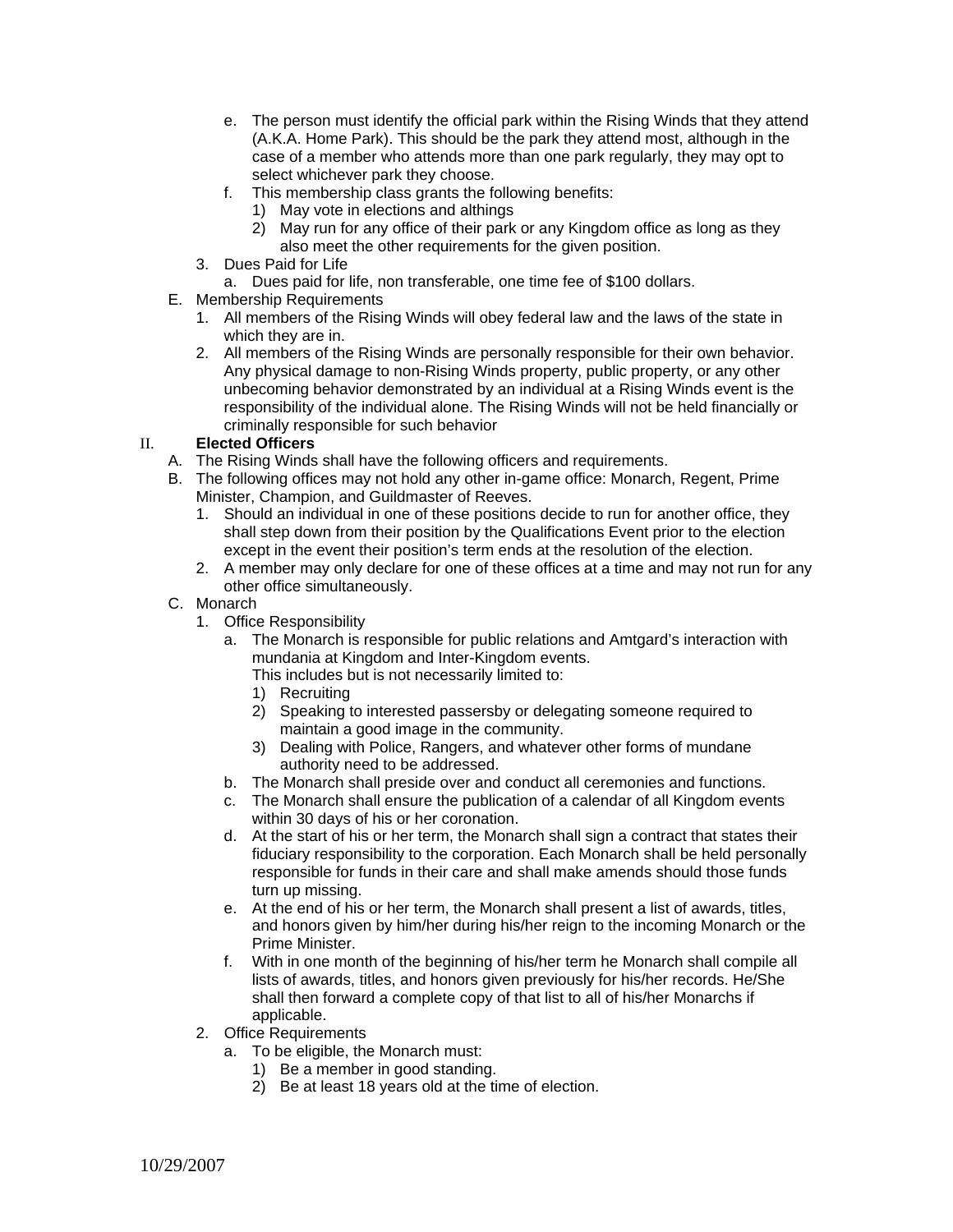e. The person must identify the official park within the Rising Winds that they attend (A.K.A. Home Park). This should be the park they attend most, although in the case of a member who attends more than one park regularly, they may opt to select whichever park they choose.
   f. This membership class grants the following benefits:
      1) May vote in elections and althings
      2) May run for any office of their park or any Kingdom office as long as they also meet the other requirements for the given position.
3. Dues Paid for Life
   a. Dues paid for life, non transferable, one time fee of $100 dollars.

E. Membership Requirements
   1. All members of the Rising Winds will obey federal law and the laws of the state in which they are in.
   2. All members of the Rising Winds are personally responsible for their own behavior. Any physical damage to non-Rising Winds property, public property, or any other unbecoming behavior demonstrated by an individual at a Rising Winds event is the responsibility of the individual alone. The Rising Winds will not be held financially or criminally responsible for such behavior

## II. **Elected Officers**

A. The Rising Winds shall have the following officers and requirements.

B. The following offices may not hold any other in-game office: Monarch, Regent, Prime Minister, Champion, and Guildmaster of Reeves.
   1. Should an individual in one of these positions decide to run for another office, they shall step down from their position by the Qualifications Event prior to the election except in the event their position's term ends at the resolution of the election.
   2. A member may only declare for one of these offices at a time and may not run for any other office simultaneously.

C. Monarch
   1. Office Responsibility
      a. The Monarch is responsible for public relations and Amtgard's interaction with mundania at Kingdom and Inter-Kingdom events.
         This includes but is not necessarily limited to:
         1) Recruiting
         2) Speaking to interested passersby or delegating someone required to maintain a good image in the community.
         3) Dealing with Police, Rangers, and whatever other forms of mundane authority need to be addressed.
      b. The Monarch shall preside over and conduct all ceremonies and functions.
      c. The Monarch shall ensure the publication of a calendar of all Kingdom events within 30 days of his or her coronation.
      d. At the start of his or her term, the Monarch shall sign a contract that states their fiduciary responsibility to the corporation. Each Monarch shall be held personally responsible for funds in their care and shall make amends should those funds turn up missing.
      e. At the end of his or her term, the Monarch shall present a list of awards, titles, and honors given by him/her during his/her reign to the incoming Monarch or the Prime Minister.
      f. With in one month of the beginning of his/her term he Monarch shall compile all lists of awards, titles, and honors given previously for his/her records. He/She shall then forward a complete copy of that list to all of his/her Monarchs if applicable.
   2. Office Requirements
      a. To be eligible, the Monarch must:
         1) Be a member in good standing.
         2) Be at least 18 years old at the time of election.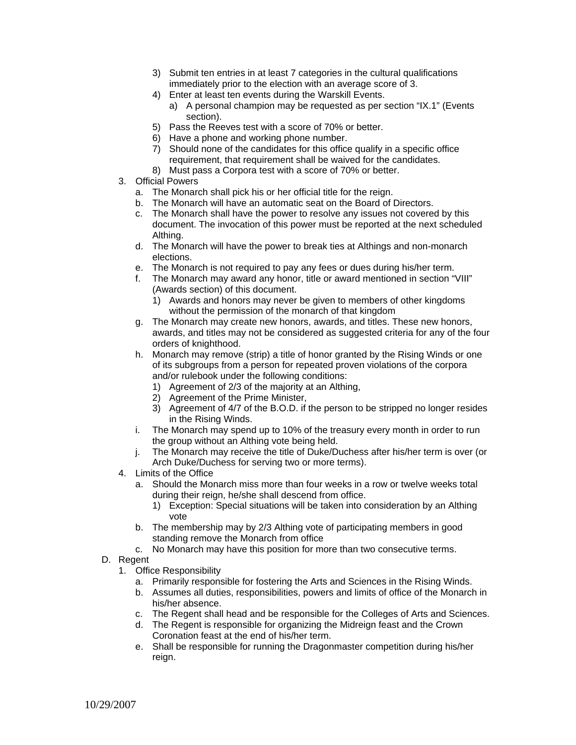3) Submit ten entries in at least 7 categories in the cultural qualifications immediately prior to the election with an average score of 3.
4) Enter at least ten events during the Warskill Events.
   a) A personal champion may be requested as per section "IX.1" (Events section).
5) Pass the Reeves test with a score of 70% or better.
6) Have a phone and working phone number.
7) Should none of the candidates for this office qualify in a specific office requirement, that requirement shall be waived for the candidates.
8) Must pass a Corpora test with a score of 70% or better.

3. Official Powers
   a. The Monarch shall pick his or her official title for the reign.
   b. The Monarch will have an automatic seat on the Board of Directors.
   c. The Monarch shall have the power to resolve any issues not covered by this document. The invocation of this power must be reported at the next scheduled Althing.
   d. The Monarch will have the power to break ties at Althings and non-monarch elections.
   e. The Monarch is not required to pay any fees or dues during his/her term.
   f. The Monarch may award any honor, title or award mentioned in section "VIII" (Awards section) of this document.
      1) Awards and honors may never be given to members of other kingdoms without the permission of the monarch of that kingdom
   g. The Monarch may create new honors, awards, and titles. These new honors, awards, and titles may not be considered as suggested criteria for any of the four orders of knighthood.
   h. Monarch may remove (strip) a title of honor granted by the Rising Winds or one of its subgroups from a person for repeated proven violations of the corpora and/or rulebook under the following conditions:
      1) Agreement of 2/3 of the majority at an Althing,
      2) Agreement of the Prime Minister,
      3) Agreement of 4/7 of the B.O.D. if the person to be stripped no longer resides in the Rising Winds.
   i. The Monarch may spend up to 10% of the treasury every month in order to run the group without an Althing vote being held.
   j. The Monarch may receive the title of Duke/Duchess after his/her term is over (or Arch Duke/Duchess for serving two or more terms).

4. Limits of the Office
   a. Should the Monarch miss more than four weeks in a row or twelve weeks total during their reign, he/she shall descend from office.
      1) Exception: Special situations will be taken into consideration by an Althing vote
   b. The membership may by 2/3 Althing vote of participating members in good standing remove the Monarch from office
   c. No Monarch may have this position for more than two consecutive terms.

D. Regent
1. Office Responsibility
   a. Primarily responsible for fostering the Arts and Sciences in the Rising Winds.
   b. Assumes all duties, responsibilities, powers and limits of office of the Monarch in his/her absence.
   c. The Regent shall head and be responsible for the Colleges of Arts and Sciences.
   d. The Regent is responsible for organizing the Midreign feast and the Crown Coronation feast at the end of his/her term.
   e. Shall be responsible for running the Dragonmaster competition during his/her reign.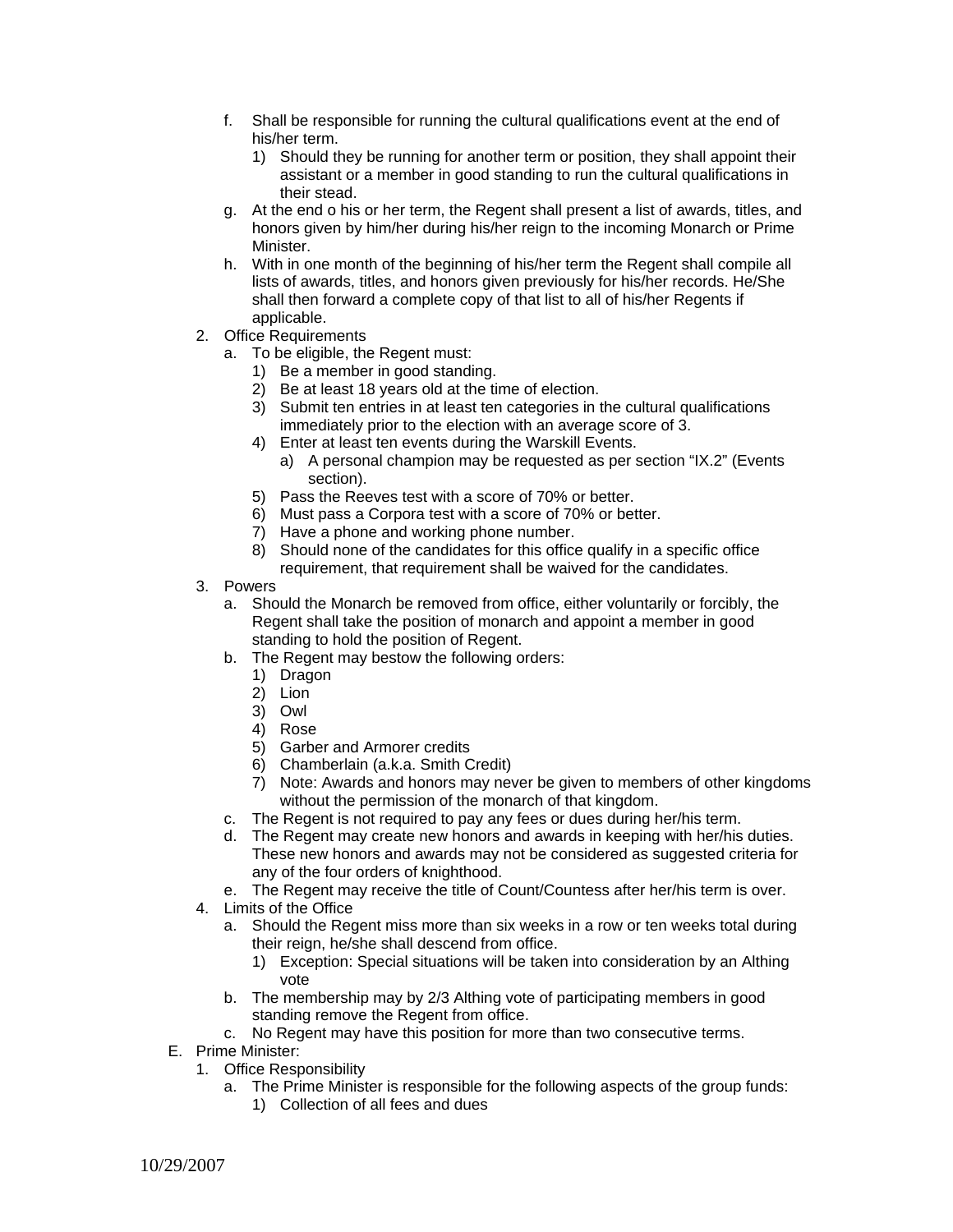f. Shall be responsible for running the cultural qualifications event at the end of his/her term.
   1) Should they be running for another term or position, they shall appoint their assistant or a member in good standing to run the cultural qualifications in their stead.

g. At the end o his or her term, the Regent shall present a list of awards, titles, and honors given by him/her during his/her reign to the incoming Monarch or Prime Minister.

h. With in one month of the beginning of his/her term the Regent shall compile all lists of awards, titles, and honors given previously for his/her records. He/She shall then forward a complete copy of that list to all of his/her Regents if applicable.

2. Office Requirements
   a. To be eligible, the Regent must:
      1) Be a member in good standing.
      2) Be at least 18 years old at the time of election.
      3) Submit ten entries in at least ten categories in the cultural qualifications immediately prior to the election with an average score of 3.
      4) Enter at least ten events during the Warskill Events.
         a) A personal champion may be requested as per section "IX.2" (Events section).
      5) Pass the Reeves test with a score of 70% or better.
      6) Must pass a Corpora test with a score of 70% or better.
      7) Have a phone and working phone number.
      8) Should none of the candidates for this office qualify in a specific office requirement, that requirement shall be waived for the candidates.

3. Powers
   a. Should the Monarch be removed from office, either voluntarily or forcibly, the Regent shall take the position of monarch and appoint a member in good standing to hold the position of Regent.
   b. The Regent may bestow the following orders:
      1) Dragon
      2) Lion
      3) Owl
      4) Rose
      5) Garber and Armorer credits
      6) Chamberlain (a.k.a. Smith Credit)
      7) Note: Awards and honors may never be given to members of other kingdoms without the permission of the monarch of that kingdom.
   c. The Regent is not required to pay any fees or dues during her/his term.
   d. The Regent may create new honors and awards in keeping with her/his duties. These new honors and awards may not be considered as suggested criteria for any of the four orders of knighthood.
   e. The Regent may receive the title of Count/Countess after her/his term is over.

4. Limits of the Office
   a. Should the Regent miss more than six weeks in a row or ten weeks total during their reign, he/she shall descend from office.
      1) Exception: Special situations will be taken into consideration by an Althing vote
   b. The membership may by 2/3 Althing vote of participating members in good standing remove the Regent from office.
   c. No Regent may have this position for more than two consecutive terms.

E. Prime Minister:
   1. Office Responsibility
      a. The Prime Minister is responsible for the following aspects of the group funds:
         1) Collection of all fees and dues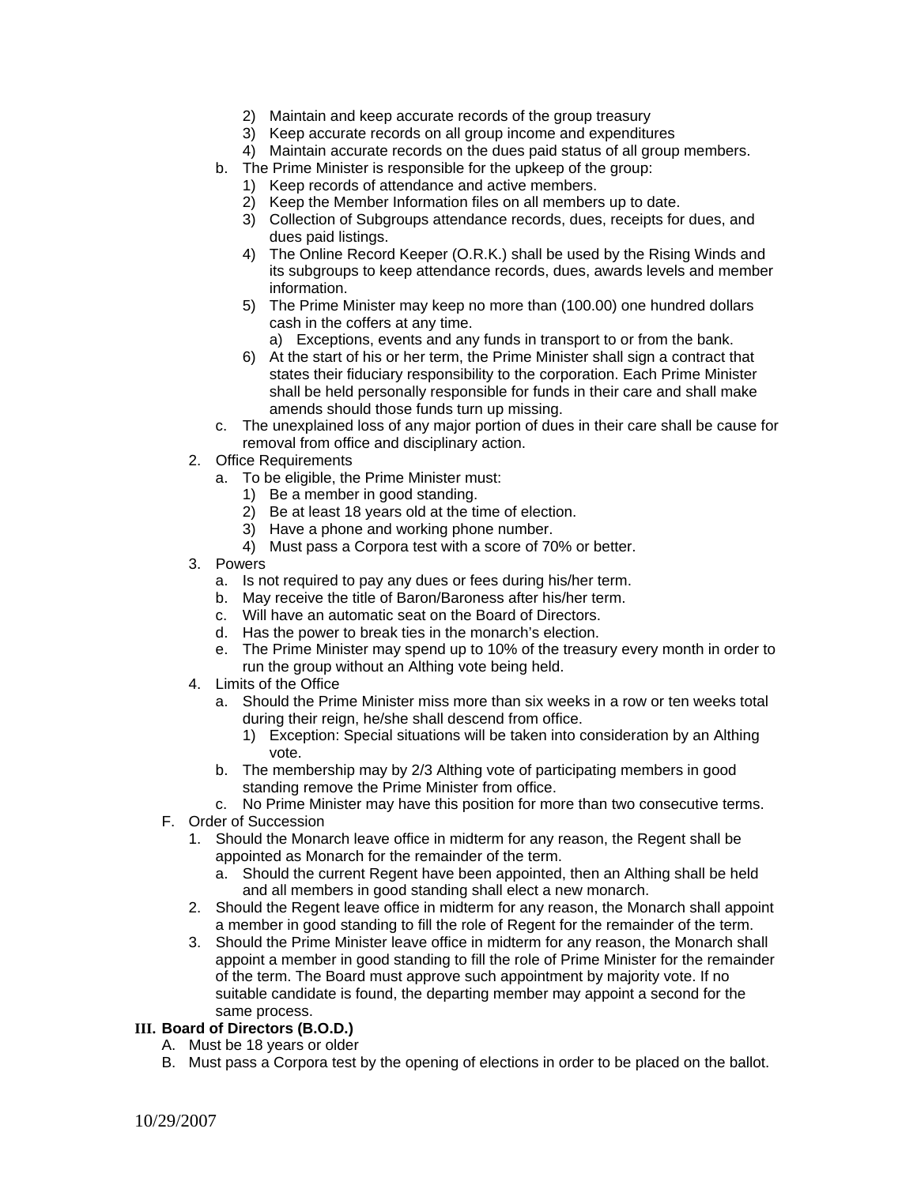2) Maintain and keep accurate records of the group treasury
3) Keep accurate records on all group income and expenditures
4) Maintain accurate records on the dues paid status of all group members.

b. The Prime Minister is responsible for the upkeep of the group:
   1) Keep records of attendance and active members.
   2) Keep the Member Information files on all members up to date.
   3) Collection of Subgroups attendance records, dues, receipts for dues, and dues paid listings.
   4) The Online Record Keeper (O.R.K.) shall be used by the Rising Winds and its subgroups to keep attendance records, dues, awards levels and member information.
   5) The Prime Minister may keep no more than (100.00) one hundred dollars cash in the coffers at any time.
      a) Exceptions, events and any funds in transport to or from the bank.
   6) At the start of his or her term, the Prime Minister shall sign a contract that states their fiduciary responsibility to the corporation. Each Prime Minister shall be held personally responsible for funds in their care and shall make amends should those funds turn up missing.

c. The unexplained loss of any major portion of dues in their care shall be cause for removal from office and disciplinary action.

2. Office Requirements
   a. To be eligible, the Prime Minister must:
      1) Be a member in good standing.
      2) Be at least 18 years old at the time of election.
      3) Have a phone and working phone number.
      4) Must pass a Corpora test with a score of 70% or better.

3. Powers
   a. Is not required to pay any dues or fees during his/her term.
   b. May receive the title of Baron/Baroness after his/her term.
   c. Will have an automatic seat on the Board of Directors.
   d. Has the power to break ties in the monarch's election.
   e. The Prime Minister may spend up to 10% of the treasury every month in order to run the group without an Althing vote being held.

4. Limits of the Office
   a. Should the Prime Minister miss more than six weeks in a row or ten weeks total during their reign, he/she shall descend from office.
      1) Exception: Special situations will be taken into consideration by an Althing vote.
   b. The membership may by 2/3 Althing vote of participating members in good standing remove the Prime Minister from office.
   c. No Prime Minister may have this position for more than two consecutive terms.

F. Order of Succession
   1. Should the Monarch leave office in midterm for any reason, the Regent shall be appointed as Monarch for the remainder of the term.
      a. Should the current Regent have been appointed, then an Althing shall be held and all members in good standing shall elect a new monarch.
   2. Should the Regent leave office in midterm for any reason, the Monarch shall appoint a member in good standing to fill the role of Regent for the remainder of the term.
   3. Should the Prime Minister leave office in midterm for any reason, the Monarch shall appoint a member in good standing to fill the role of Prime Minister for the remainder of the term. The Board must approve such appointment by majority vote. If no suitable candidate is found, the departing member may appoint a second for the same process.

## III. Board of Directors (B.O.D.)

A. Must be 18 years or older
B. Must pass a Corpora test by the opening of elections in order to be placed on the ballot.

10/29/2007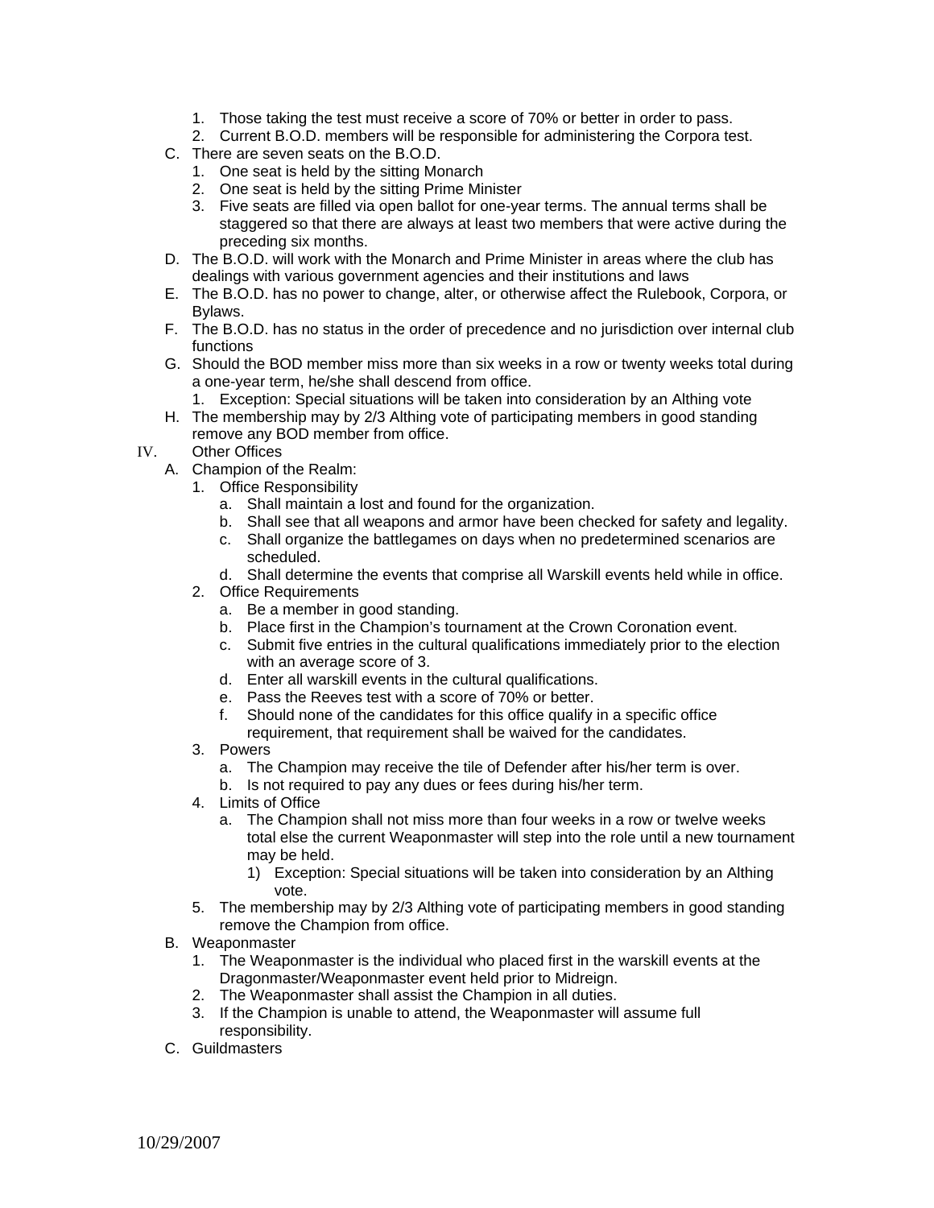1. Those taking the test must receive a score of 70% or better in order to pass.
2. Current B.O.D. members will be responsible for administering the Corpora test.

C. There are seven seats on the B.O.D.
   1. One seat is held by the sitting Monarch
   2. One seat is held by the sitting Prime Minister
   3. Five seats are filled via open ballot for one-year terms. The annual terms shall be staggered so that there are always at least two members that were active during the preceding six months.

D. The B.O.D. will work with the Monarch and Prime Minister in areas where the club has dealings with various government agencies and their institutions and laws

E. The B.O.D. has no power to change, alter, or otherwise affect the Rulebook, Corpora, or Bylaws.

F. The B.O.D. has no status in the order of precedence and no jurisdiction over internal club functions

G. Should the BOD member miss more than six weeks in a row or twenty weeks total during a one-year term, he/she shall descend from office.
   1. Exception: Special situations will be taken into consideration by an Althing vote

H. The membership may by 2/3 Althing vote of participating members in good standing remove any BOD member from office.

IV. Other Offices

A. Champion of the Realm:
   1. Office Responsibility
      a. Shall maintain a lost and found for the organization.
      b. Shall see that all weapons and armor have been checked for safety and legality.
      c. Shall organize the battlegames on days when no predetermined scenarios are scheduled.
      d. Shall determine the events that comprise all Warskill events held while in office.
   2. Office Requirements
      a. Be a member in good standing.
      b. Place first in the Champion's tournament at the Crown Coronation event.
      c. Submit five entries in the cultural qualifications immediately prior to the election with an average score of 3.
      d. Enter all warskill events in the cultural qualifications.
      e. Pass the Reeves test with a score of 70% or better.
      f. Should none of the candidates for this office qualify in a specific office requirement, that requirement shall be waived for the candidates.
   3. Powers
      a. The Champion may receive the tile of Defender after his/her term is over.
      b. Is not required to pay any dues or fees during his/her term.
   4. Limits of Office
      a. The Champion shall not miss more than four weeks in a row or twelve weeks total else the current Weaponmaster will step into the role until a new tournament may be held.
         1) Exception: Special situations will be taken into consideration by an Althing vote.
   5. The membership may by 2/3 Althing vote of participating members in good standing remove the Champion from office.

B. Weaponmaster
   1. The Weaponmaster is the individual who placed first in the warskill events at the Dragonmaster/Weaponmaster event held prior to Midreign.
   2. The Weaponmaster shall assist the Champion in all duties.
   3. If the Champion is unable to attend, the Weaponmaster will assume full responsibility.

C. Guildmasters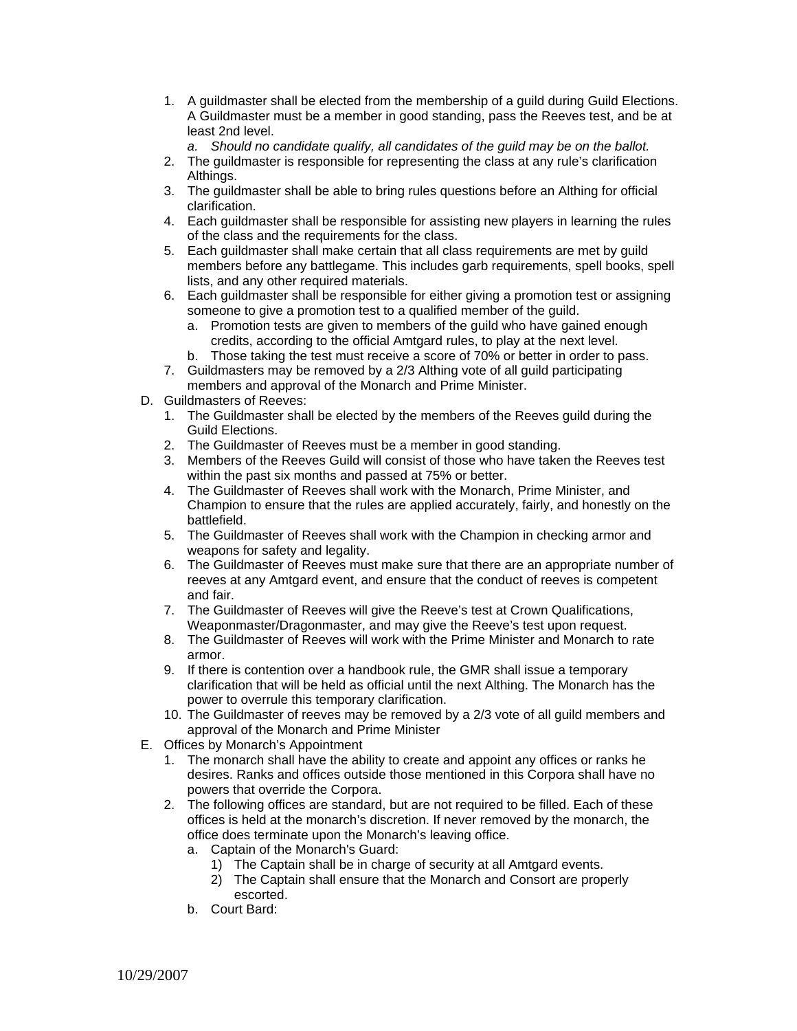1. A guildmaster shall be elected from the membership of a guild during Guild Elections. A Guildmaster must be a member in good standing, pass the Reeves test, and be at least 2nd level.
    a. *Should no candidate qualify, all candidates of the guild may be on the ballot.*
2. The guildmaster is responsible for representing the class at any rule's clarification Althings.
3. The guildmaster shall be able to bring rules questions before an Althing for official clarification.
4. Each guildmaster shall be responsible for assisting new players in learning the rules of the class and the requirements for the class.
5. Each guildmaster shall make certain that all class requirements are met by guild members before any battlegame. This includes garb requirements, spell books, spell lists, and any other required materials.
6. Each guildmaster shall be responsible for either giving a promotion test or assigning someone to give a promotion test to a qualified member of the guild.
    a. Promotion tests are given to members of the guild who have gained enough credits, according to the official Amtgard rules, to play at the next level.
    b. Those taking the test must receive a score of 70% or better in order to pass.
7. Guildmasters may be removed by a 2/3 Althing vote of all guild participating members and approval of the Monarch and Prime Minister.

D. Guildmasters of Reeves:
1. The Guildmaster shall be elected by the members of the Reeves guild during the Guild Elections.
2. The Guildmaster of Reeves must be a member in good standing.
3. Members of the Reeves Guild will consist of those who have taken the Reeves test within the past six months and passed at 75% or better.
4. The Guildmaster of Reeves shall work with the Monarch, Prime Minister, and Champion to ensure that the rules are applied accurately, fairly, and honestly on the battlefield.
5. The Guildmaster of Reeves shall work with the Champion in checking armor and weapons for safety and legality.
6. The Guildmaster of Reeves must make sure that there are an appropriate number of reeves at any Amtgard event, and ensure that the conduct of reeves is competent and fair.
7. The Guildmaster of Reeves will give the Reeve's test at Crown Qualifications, Weaponmaster/Dragonmaster, and may give the Reeve's test upon request.
8. The Guildmaster of Reeves will work with the Prime Minister and Monarch to rate armor.
9. If there is contention over a handbook rule, the GMR shall issue a temporary clarification that will be held as official until the next Althing. The Monarch has the power to overrule this temporary clarification.
10. The Guildmaster of reeves may be removed by a 2/3 vote of all guild members and approval of the Monarch and Prime Minister

E. Offices by Monarch's Appointment
1. The monarch shall have the ability to create and appoint any offices or ranks he desires. Ranks and offices outside those mentioned in this Corpora shall have no powers that override the Corpora.
2. The following offices are standard, but are not required to be filled. Each of these offices is held at the monarch's discretion. If never removed by the monarch, the office does terminate upon the Monarch's leaving office.
    a. Captain of the Monarch's Guard:
        1) The Captain shall be in charge of security at all Amtgard events.
        2) The Captain shall ensure that the Monarch and Consort are properly escorted.
    b. Court Bard: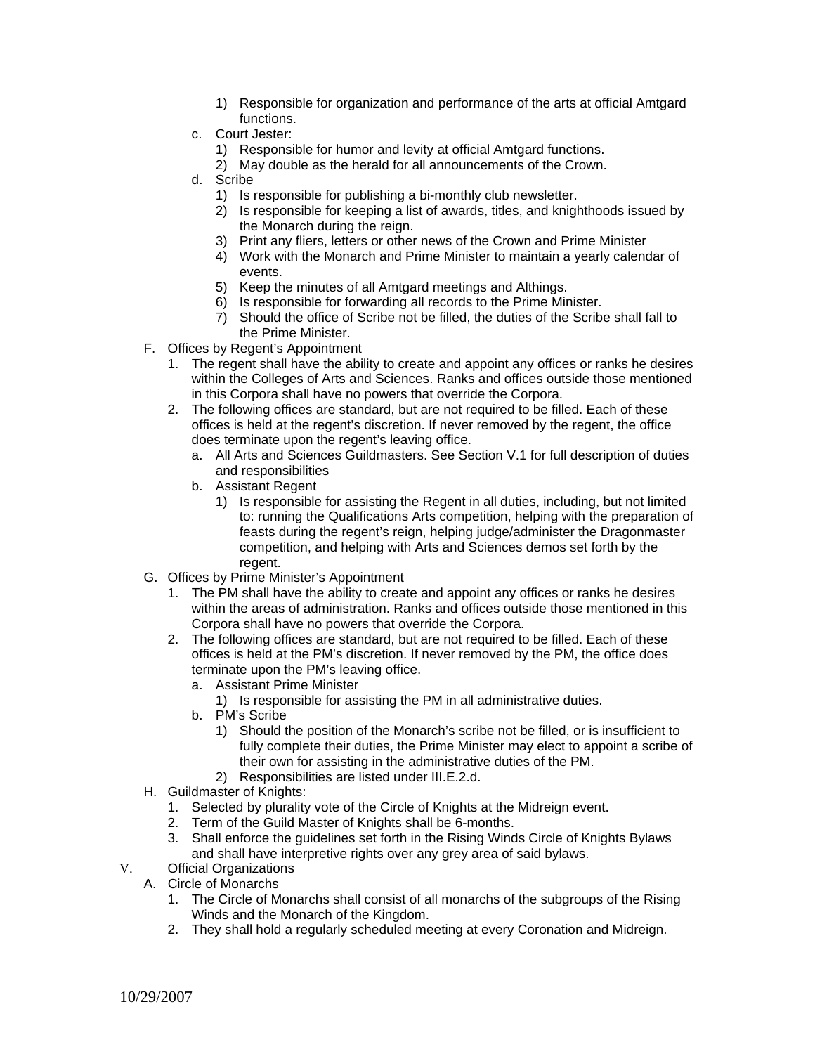1) Responsible for organization and performance of the arts at official Amtgard functions.
    c. Court Jester:
        1) Responsible for humor and levity at official Amtgard functions.
        2) May double as the herald for all announcements of the Crown.
    d. Scribe
        1) Is responsible for publishing a bi-monthly club newsletter.
        2) Is responsible for keeping a list of awards, titles, and knighthoods issued by the Monarch during the reign.
        3) Print any fliers, letters or other news of the Crown and Prime Minister
        4) Work with the Monarch and Prime Minister to maintain a yearly calendar of events.
        5) Keep the minutes of all Amtgard meetings and Althings.
        6) Is responsible for forwarding all records to the Prime Minister.
        7) Should the office of Scribe not be filled, the duties of the Scribe shall fall to the Prime Minister.

F. Offices by Regent's Appointment
1. The regent shall have the ability to create and appoint any offices or ranks he desires within the Colleges of Arts and Sciences. Ranks and offices outside those mentioned in this Corpora shall have no powers that override the Corpora.
2. The following offices are standard, but are not required to be filled. Each of these offices is held at the regent's discretion. If never removed by the regent, the office does terminate upon the regent's leaving office.
    a. All Arts and Sciences Guildmasters. See Section V.1 for full description of duties and responsibilities
    b. Assistant Regent
        1) Is responsible for assisting the Regent in all duties, including, but not limited to: running the Qualifications Arts competition, helping with the preparation of feasts during the regent's reign, helping judge/administer the Dragonmaster competition, and helping with Arts and Sciences demos set forth by the regent.

G. Offices by Prime Minister's Appointment
1. The PM shall have the ability to create and appoint any offices or ranks he desires within the areas of administration. Ranks and offices outside those mentioned in this Corpora shall have no powers that override the Corpora.
2. The following offices are standard, but are not required to be filled. Each of these offices is held at the PM's discretion. If never removed by the PM, the office does terminate upon the PM's leaving office.
    a. Assistant Prime Minister
        1) Is responsible for assisting the PM in all administrative duties.
    b. PM's Scribe
        1) Should the position of the Monarch's scribe not be filled, or is insufficient to fully complete their duties, the Prime Minister may elect to appoint a scribe of their own for assisting in the administrative duties of the PM.
        2) Responsibilities are listed under III.E.2.d.

H. Guildmaster of Knights:
1. Selected by plurality vote of the Circle of Knights at the Midreign event.
2. Term of the Guild Master of Knights shall be 6-months.
3. Shall enforce the guidelines set forth in the Rising Winds Circle of Knights Bylaws and shall have interpretive rights over any grey area of said bylaws.

V. Official Organizations

A. Circle of Monarchs
1. The Circle of Monarchs shall consist of all monarchs of the subgroups of the Rising Winds and the Monarch of the Kingdom.
2. They shall hold a regularly scheduled meeting at every Coronation and Midreign.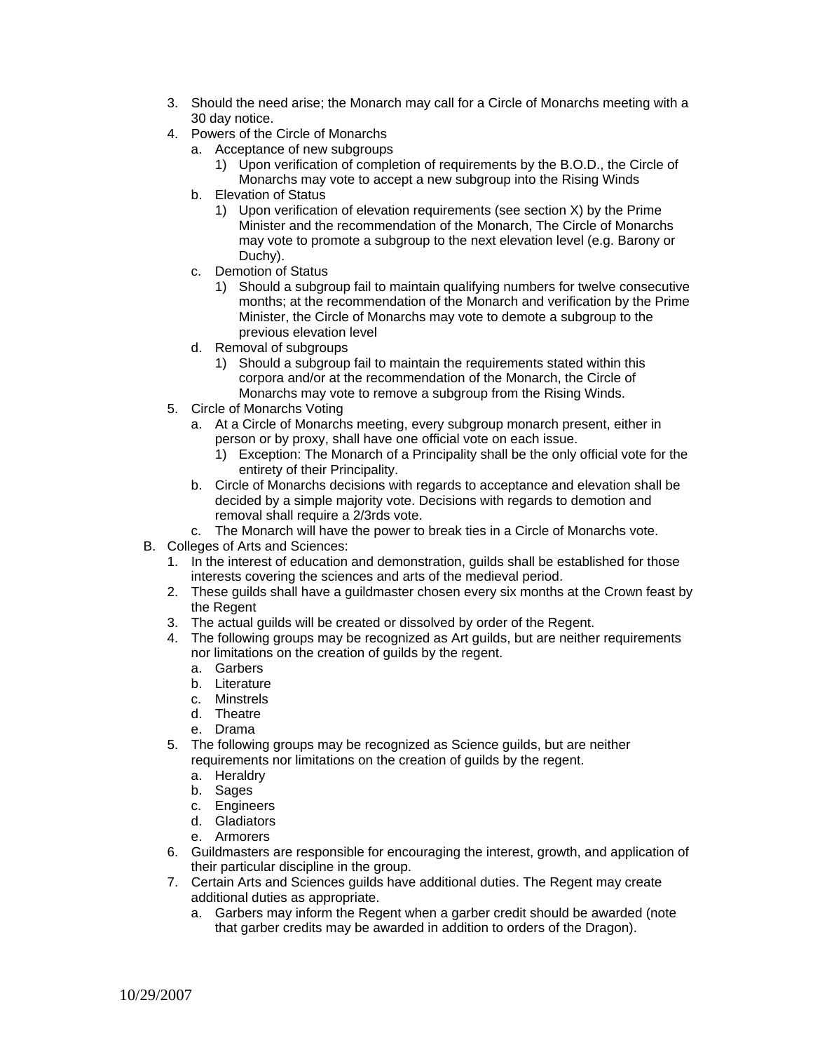3. Should the need arise; the Monarch may call for a Circle of Monarchs meeting with a 30 day notice.
4. Powers of the Circle of Monarchs
   a. Acceptance of new subgroups
      1) Upon verification of completion of requirements by the B.O.D., the Circle of Monarchs may vote to accept a new subgroup into the Rising Winds
   b. Elevation of Status
      1) Upon verification of elevation requirements (see section X) by the Prime Minister and the recommendation of the Monarch, The Circle of Monarchs may vote to promote a subgroup to the next elevation level (e.g. Barony or Duchy).
   c. Demotion of Status
      1) Should a subgroup fail to maintain qualifying numbers for twelve consecutive months; at the recommendation of the Monarch and verification by the Prime Minister, the Circle of Monarchs may vote to demote a subgroup to the previous elevation level
   d. Removal of subgroups
      1) Should a subgroup fail to maintain the requirements stated within this corpora and/or at the recommendation of the Monarch, the Circle of Monarchs may vote to remove a subgroup from the Rising Winds.
5. Circle of Monarchs Voting
   a. At a Circle of Monarchs meeting, every subgroup monarch present, either in person or by proxy, shall have one official vote on each issue.
      1) Exception: The Monarch of a Principality shall be the only official vote for the entirety of their Principality.
   b. Circle of Monarchs decisions with regards to acceptance and elevation shall be decided by a simple majority vote. Decisions with regards to demotion and removal shall require a 2/3rds vote.
   c. The Monarch will have the power to break ties in a Circle of Monarchs vote.

B. Colleges of Arts and Sciences:
   1. In the interest of education and demonstration, guilds shall be established for those interests covering the sciences and arts of the medieval period.
   2. These guilds shall have a guildmaster chosen every six months at the Crown feast by the Regent
   3. The actual guilds will be created or dissolved by order of the Regent.
   4. The following groups may be recognized as Art guilds, but are neither requirements nor limitations on the creation of guilds by the regent.
      a. Garbers
      b. Literature
      c. Minstrels
      d. Theatre
      e. Drama
   5. The following groups may be recognized as Science guilds, but are neither requirements nor limitations on the creation of guilds by the regent.
      a. Heraldry
      b. Sages
      c. Engineers
      d. Gladiators
      e. Armorers
   6. Guildmasters are responsible for encouraging the interest, growth, and application of their particular discipline in the group.
   7. Certain Arts and Sciences guilds have additional duties. The Regent may create additional duties as appropriate.
      a. Garbers may inform the Regent when a garber credit should be awarded (note that garber credits may be awarded in addition to orders of the Dragon).

10/29/2007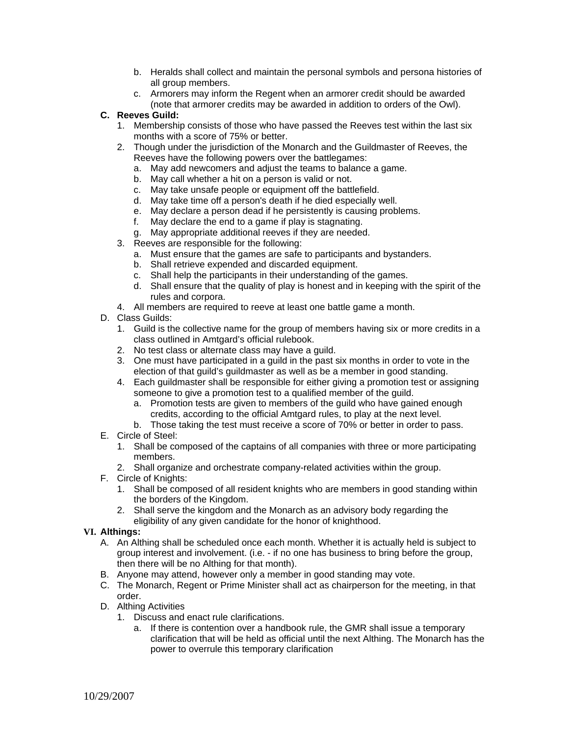b. Heralds shall collect and maintain the personal symbols and persona histories of all group members.
   c. Armorers may inform the Regent when an armorer credit should be awarded (note that armorer credits may be awarded in addition to orders of the Owl).

**C. Reeves Guild:**

1. Membership consists of those who have passed the Reeves test within the last six months with a score of 75% or better.
2. Though under the jurisdiction of the Monarch and the Guildmaster of Reeves, the Reeves have the following powers over the battlegames:
   a. May add newcomers and adjust the teams to balance a game.
   b. May call whether a hit on a person is valid or not.
   c. May take unsafe people or equipment off the battlefield.
   d. May take time off a person's death if he died especially well.
   e. May declare a person dead if he persistently is causing problems.
   f. May declare the end to a game if play is stagnating.
   g. May appropriate additional reeves if they are needed.
3. Reeves are responsible for the following:
   a. Must ensure that the games are safe to participants and bystanders.
   b. Shall retrieve expended and discarded equipment.
   c. Shall help the participants in their understanding of the games.
   d. Shall ensure that the quality of play is honest and in keeping with the spirit of the rules and corpora.
4. All members are required to reeve at least one battle game a month.

D. Class Guilds:

1. Guild is the collective name for the group of members having six or more credits in a class outlined in Amtgard's official rulebook.
2. No test class or alternate class may have a guild.
3. One must have participated in a guild in the past six months in order to vote in the election of that guild's guildmaster as well as be a member in good standing.
4. Each guildmaster shall be responsible for either giving a promotion test or assigning someone to give a promotion test to a qualified member of the guild.
   a. Promotion tests are given to members of the guild who have gained enough credits, according to the official Amtgard rules, to play at the next level.
   b. Those taking the test must receive a score of 70% or better in order to pass.

E. Circle of Steel:

1. Shall be composed of the captains of all companies with three or more participating members.
2. Shall organize and orchestrate company-related activities within the group.

F. Circle of Knights:

1. Shall be composed of all resident knights who are members in good standing within the borders of the Kingdom.
2. Shall serve the kingdom and the Monarch as an advisory body regarding the eligibility of any given candidate for the honor of knighthood.

**VI. Althings:**

A. An Althing shall be scheduled once each month. Whether it is actually held is subject to group interest and involvement. (i.e. - if no one has business to bring before the group, then there will be no Althing for that month).

B. Anyone may attend, however only a member in good standing may vote.

C. The Monarch, Regent or Prime Minister shall act as chairperson for the meeting, in that order.

D. Althing Activities

1. Discuss and enact rule clarifications.
   a. If there is contention over a handbook rule, the GMR shall issue a temporary clarification that will be held as official until the next Althing. The Monarch has the power to overrule this temporary clarification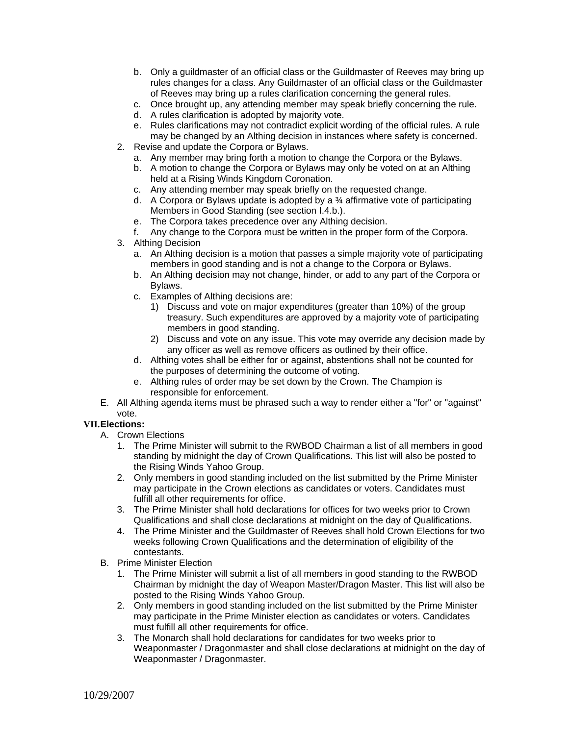b. Only a guildmaster of an official class or the Guildmaster of Reeves may bring up rules changes for a class. Any Guildmaster of an official class or the Guildmaster of Reeves may bring up a rules clarification concerning the general rules.
c. Once brought up, any attending member may speak briefly concerning the rule.
d. A rules clarification is adopted by majority vote.
e. Rules clarifications may not contradict explicit wording of the official rules. A rule may be changed by an Althing decision in instances where safety is concerned.

2. Revise and update the Corpora or Bylaws.
   a. Any member may bring forth a motion to change the Corpora or the Bylaws.
   b. A motion to change the Corpora or Bylaws may only be voted on at an Althing held at a Rising Winds Kingdom Coronation.
   c. Any attending member may speak briefly on the requested change.
   d. A Corpora or Bylaws update is adopted by a ¾ affirmative vote of participating Members in Good Standing (see section I.4.b.).
   e. The Corpora takes precedence over any Althing decision.
   f. Any change to the Corpora must be written in the proper form of the Corpora.
3. Althing Decision
   a. An Althing decision is a motion that passes a simple majority vote of participating members in good standing and is not a change to the Corpora or Bylaws.
   b. An Althing decision may not change, hinder, or add to any part of the Corpora or Bylaws.
   c. Examples of Althing decisions are:
      1) Discuss and vote on major expenditures (greater than 10%) of the group treasury. Such expenditures are approved by a majority vote of participating members in good standing.
      2) Discuss and vote on any issue. This vote may override any decision made by any officer as well as remove officers as outlined by their office.
   d. Althing votes shall be either for or against, abstentions shall not be counted for the purposes of determining the outcome of voting.
   e. Althing rules of order may be set down by the Crown. The Champion is responsible for enforcement.

E. All Althing agenda items must be phrased such a way to render either a "for" or "against" vote.

**VII. Elections:**

A. Crown Elections
   1. The Prime Minister will submit to the RWBOD Chairman a list of all members in good standing by midnight the day of Crown Qualifications. This list will also be posted to the Rising Winds Yahoo Group.
   2. Only members in good standing included on the list submitted by the Prime Minister may participate in the Crown elections as candidates or voters. Candidates must fulfill all other requirements for office.
   3. The Prime Minister shall hold declarations for offices for two weeks prior to Crown Qualifications and shall close declarations at midnight on the day of Qualifications.
   4. The Prime Minister and the Guildmaster of Reeves shall hold Crown Elections for two weeks following Crown Qualifications and the determination of eligibility of the contestants.

B. Prime Minister Election
   1. The Prime Minister will submit a list of all members in good standing to the RWBOD Chairman by midnight the day of Weapon Master/Dragon Master. This list will also be posted to the Rising Winds Yahoo Group.
   2. Only members in good standing included on the list submitted by the Prime Minister may participate in the Prime Minister election as candidates or voters. Candidates must fulfill all other requirements for office.
   3. The Monarch shall hold declarations for candidates for two weeks prior to Weaponmaster / Dragonmaster and shall close declarations at midnight on the day of Weaponmaster / Dragonmaster.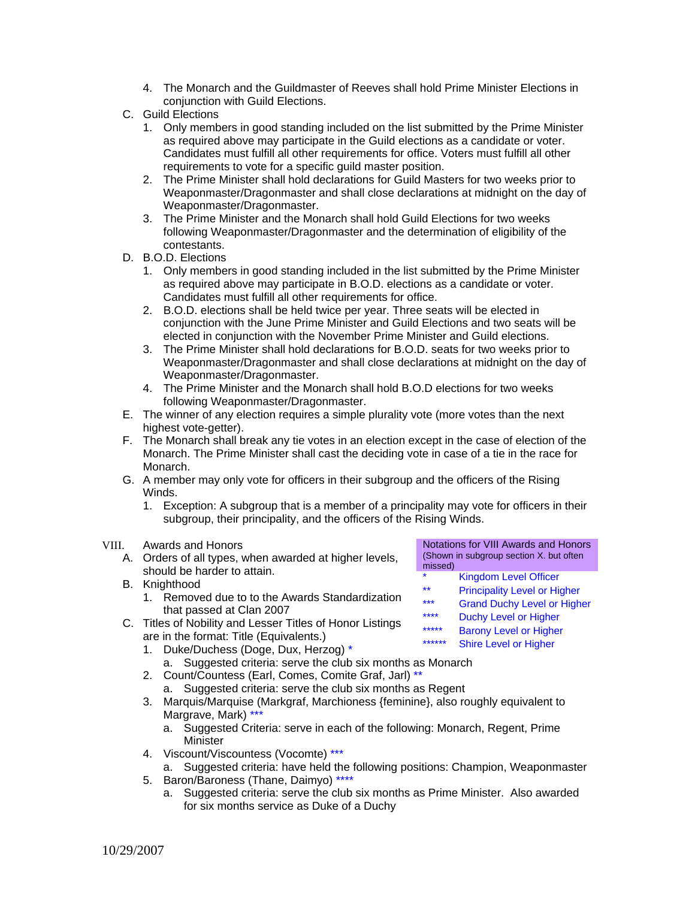4. The Monarch and the Guildmaster of Reeves shall hold Prime Minister Elections in conjunction with Guild Elections.

C. Guild Elections
   1. Only members in good standing included on the list submitted by the Prime Minister as required above may participate in the Guild elections as a candidate or voter. Candidates must fulfill all other requirements for office. Voters must fulfill all other requirements to vote for a specific guild master position.
   2. The Prime Minister shall hold declarations for Guild Masters for two weeks prior to Weaponmaster/Dragonmaster and shall close declarations at midnight on the day of Weaponmaster/Dragonmaster.
   3. The Prime Minister and the Monarch shall hold Guild Elections for two weeks following Weaponmaster/Dragonmaster and the determination of eligibility of the contestants.

D. B.O.D. Elections
   1. Only members in good standing included in the list submitted by the Prime Minister as required above may participate in B.O.D. elections as a candidate or voter. Candidates must fulfill all other requirements for office.
   2. B.O.D. elections shall be held twice per year. Three seats will be elected in conjunction with the June Prime Minister and Guild Elections and two seats will be elected in conjunction with the November Prime Minister and Guild elections.
   3. The Prime Minister shall hold declarations for B.O.D. seats for two weeks prior to Weaponmaster/Dragonmaster and shall close declarations at midnight on the day of Weaponmaster/Dragonmaster.
   4. The Prime Minister and the Monarch shall hold B.O.D elections for two weeks following Weaponmaster/Dragonmaster.

E. The winner of any election requires a simple plurality vote (more votes than the next highest vote-getter).

F. The Monarch shall break any tie votes in an election except in the case of election of the Monarch. The Prime Minister shall cast the deciding vote in case of a tie in the race for Monarch.

G. A member may only vote for officers in their subgroup and the officers of the Rising Winds.
   1. Exception: A subgroup that is a member of a principality may vote for officers in their subgroup, their principality, and the officers of the Rising Winds.

VIII. Awards and Honors

| Notations for VIII Awards and Honors (Shown in subgroup section X. but often missed) | |
|---|---|
| * | Kingdom Level Officer |
| ** | Principality Level or Higher |
| *** | Grand Duchy Level or Higher |
| **** | Duchy Level or Higher |
| ***** | Barony Level or Higher |
| ****** | Shire Level or Higher |

A. Orders of all types, when awarded at higher levels, should be harder to attain.

B. Knighthood
   1. Removed due to to the Awards Standardization that passed at Clan 2007

C. Titles of Nobility and Lesser Titles of Honor Listings are in the format: Title (Equivalents.)
   1. Duke/Duchess (Doge, Dux, Herzog) *
      a. Suggested criteria: serve the club six months as Monarch
   2. Count/Countess (Earl, Comes, Comite Graf, Jarl) **
      a. Suggested criteria: serve the club six months as Regent
   3. Marquis/Marquise (Markgraf, Marchioness {feminine}, also roughly equivalent to Margrave, Mark) ***
      a. Suggested Criteria: serve in each of the following: Monarch, Regent, Prime Minister
   4. Viscount/Viscountess (Vocomte) ***
      a. Suggested criteria: have held the following positions: Champion, Weaponmaster
   5. Baron/Baroness (Thane, Daimyo) ****
      a. Suggested criteria: serve the club six months as Prime Minister. Also awarded for six months service as Duke of a Duchy

10/29/2007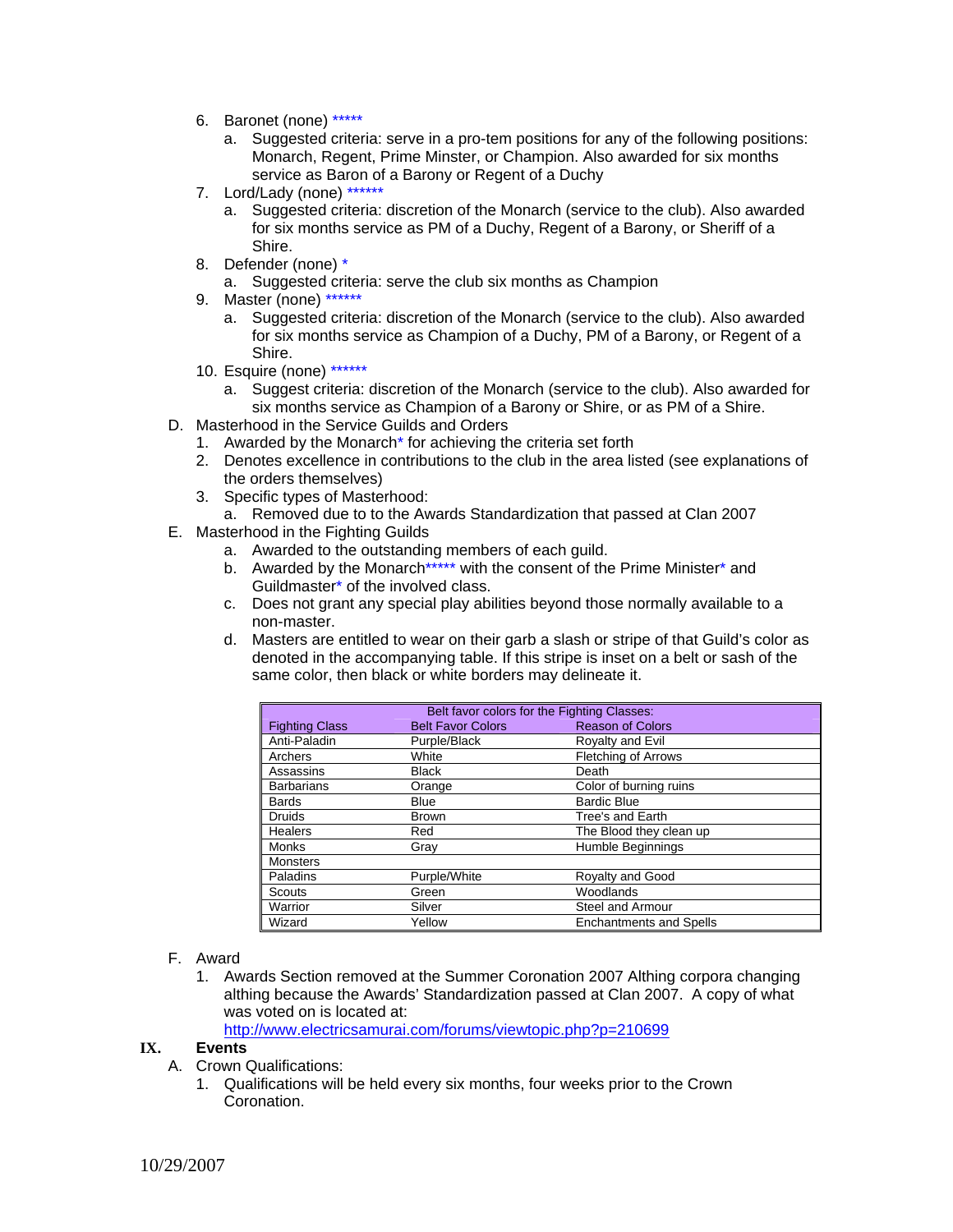6. Baronet (none) *****
   a. Suggested criteria: serve in a pro-tem positions for any of the following positions: Monarch, Regent, Prime Minster, or Champion. Also awarded for six months service as Baron of a Barony or Regent of a Duchy
7. Lord/Lady (none) ******
   a. Suggested criteria: discretion of the Monarch (service to the club). Also awarded for six months service as PM of a Duchy, Regent of a Barony, or Sheriff of a Shire.
8. Defender (none) *
   a. Suggested criteria: serve the club six months as Champion
9. Master (none) ******
   a. Suggested criteria: discretion of the Monarch (service to the club). Also awarded for six months service as Champion of a Duchy, PM of a Barony, or Regent of a Shire.
10. Esquire (none) ******
    a. Suggest criteria: discretion of the Monarch (service to the club). Also awarded for six months service as Champion of a Barony or Shire, or as PM of a Shire.

D. Masterhood in the Service Guilds and Orders
   1. Awarded by the Monarch* for achieving the criteria set forth
   2. Denotes excellence in contributions to the club in the area listed (see explanations of the orders themselves)
   3. Specific types of Masterhood:
      a. Removed due to to the Awards Standardization that passed at Clan 2007

E. Masterhood in the Fighting Guilds
   a. Awarded to the outstanding members of each guild.
   b. Awarded by the Monarch***** with the consent of the Prime Minister* and Guildmaster* of the involved class.
   c. Does not grant any special play abilities beyond those normally available to a non-master.
   d. Masters are entitled to wear on their garb a slash or stripe of that Guild's color as denoted in the accompanying table. If this stripe is inset on a belt or sash of the same color, then black or white borders may delineate it.

| Belt favor colors for the Fighting Classes: | | |
|---|---|---|
| Fighting Class | Belt Favor Colors | Reason of Colors |
| Anti-Paladin | Purple/Black | Royalty and Evil |
| Archers | White | Fletching of Arrows |
| Assassins | Black | Death |
| Barbarians | Orange | Color of burning ruins |
| Bards | Blue | Bardic Blue |
| Druids | Brown | Tree's and Earth |
| Healers | Red | The Blood they clean up |
| Monks | Gray | Humble Beginnings |
| Monsters | | |
| Paladins | Purple/White | Royalty and Good |
| Scouts | Green | Woodlands |
| Warrior | Silver | Steel and Armour |
| Wizard | Yellow | Enchantments and Spells |

F. Award
   1. Awards Section removed at the Summer Coronation 2007 Althing corpora changing althing because the Awards' Standardization passed at Clan 2007. A copy of what was voted on is located at: http://www.electricsamurai.com/forums/viewtopic.php?p=210699

## IX. Events

A. Crown Qualifications:
   1. Qualifications will be held every six months, four weeks prior to the Crown Coronation.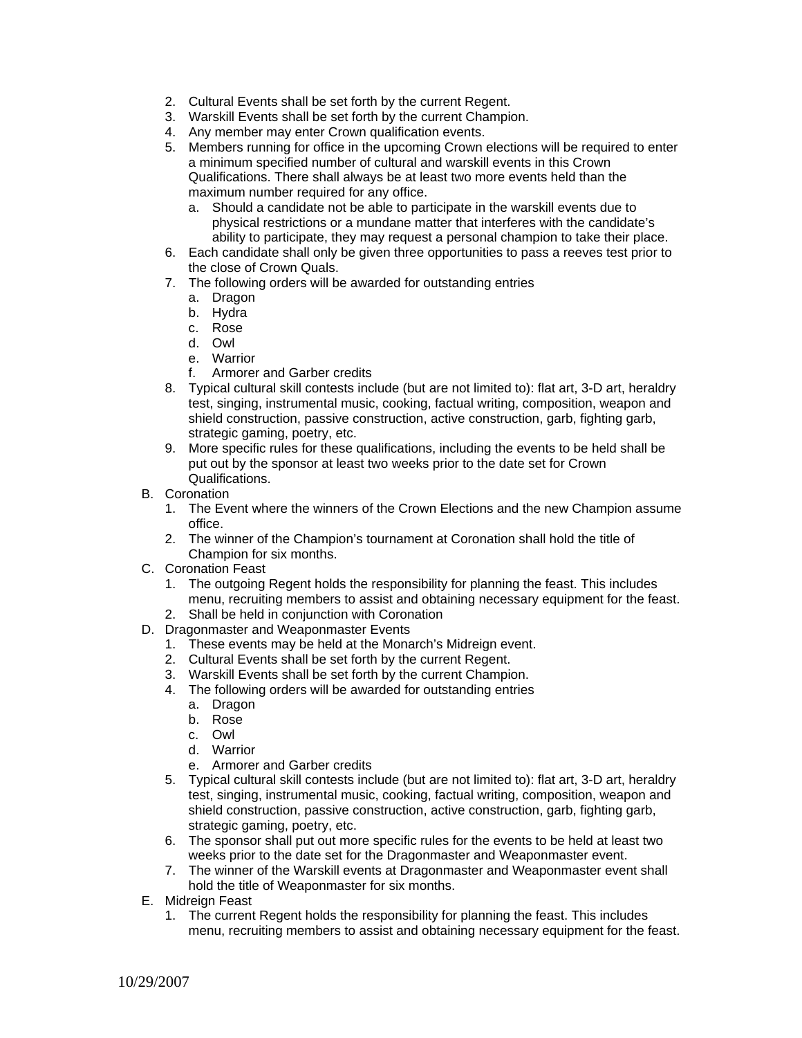2. Cultural Events shall be set forth by the current Regent.
3. Warskill Events shall be set forth by the current Champion.
4. Any member may enter Crown qualification events.
5. Members running for office in the upcoming Crown elections will be required to enter a minimum specified number of cultural and warskill events in this Crown Qualifications. There shall always be at least two more events held than the maximum number required for any office.
   a. Should a candidate not be able to participate in the warskill events due to physical restrictions or a mundane matter that interferes with the candidate's ability to participate, they may request a personal champion to take their place.
6. Each candidate shall only be given three opportunities to pass a reeves test prior to the close of Crown Quals.
7. The following orders will be awarded for outstanding entries
   a. Dragon
   b. Hydra
   c. Rose
   d. Owl
   e. Warrior
   f. Armorer and Garber credits
8. Typical cultural skill contests include (but are not limited to): flat art, 3-D art, heraldry test, singing, instrumental music, cooking, factual writing, composition, weapon and shield construction, passive construction, active construction, garb, fighting garb, strategic gaming, poetry, etc.
9. More specific rules for these qualifications, including the events to be held shall be put out by the sponsor at least two weeks prior to the date set for Crown Qualifications.

B. Coronation
   1. The Event where the winners of the Crown Elections and the new Champion assume office.
   2. The winner of the Champion's tournament at Coronation shall hold the title of Champion for six months.

C. Coronation Feast
   1. The outgoing Regent holds the responsibility for planning the feast. This includes menu, recruiting members to assist and obtaining necessary equipment for the feast.
   2. Shall be held in conjunction with Coronation

D. Dragonmaster and Weaponmaster Events
   1. These events may be held at the Monarch's Midreign event.
   2. Cultural Events shall be set forth by the current Regent.
   3. Warskill Events shall be set forth by the current Champion.
   4. The following orders will be awarded for outstanding entries
      a. Dragon
      b. Rose
      c. Owl
      d. Warrior
      e. Armorer and Garber credits
   5. Typical cultural skill contests include (but are not limited to): flat art, 3-D art, heraldry test, singing, instrumental music, cooking, factual writing, composition, weapon and shield construction, passive construction, active construction, garb, fighting garb, strategic gaming, poetry, etc.
   6. The sponsor shall put out more specific rules for the events to be held at least two weeks prior to the date set for the Dragonmaster and Weaponmaster event.
   7. The winner of the Warskill events at Dragonmaster and Weaponmaster event shall hold the title of Weaponmaster for six months.

E. Midreign Feast
   1. The current Regent holds the responsibility for planning the feast. This includes menu, recruiting members to assist and obtaining necessary equipment for the feast.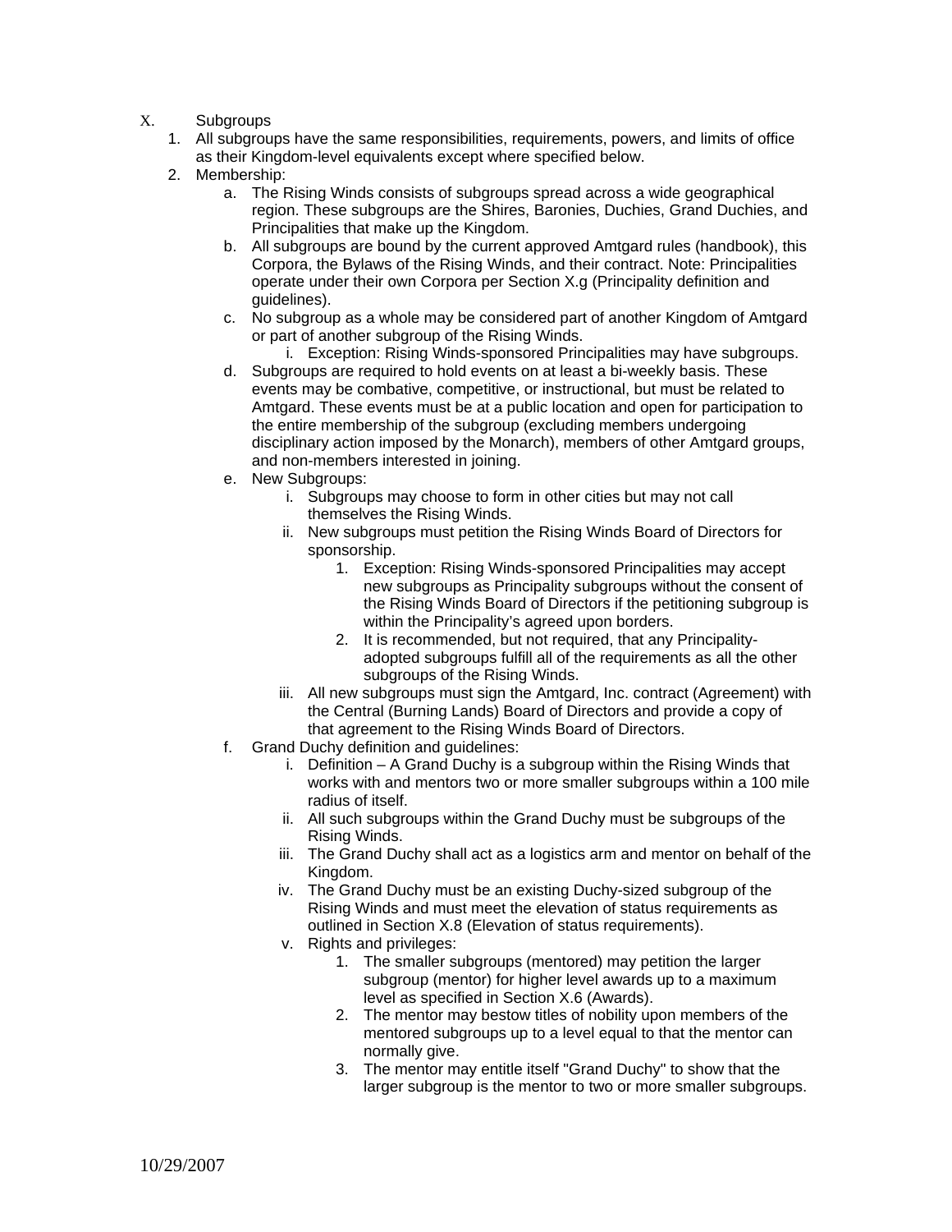X. Subgroups

1. All subgroups have the same responsibilities, requirements, powers, and limits of office as their Kingdom-level equivalents except where specified below.
2. Membership:
    a. The Rising Winds consists of subgroups spread across a wide geographical region. These subgroups are the Shires, Baronies, Duchies, Grand Duchies, and Principalities that make up the Kingdom.
    b. All subgroups are bound by the current approved Amtgard rules (handbook), this Corpora, the Bylaws of the Rising Winds, and their contract. Note: Principalities operate under their own Corpora per Section X.g (Principality definition and guidelines).
    c. No subgroup as a whole may be considered part of another Kingdom of Amtgard or part of another subgroup of the Rising Winds.
        i. Exception: Rising Winds-sponsored Principalities may have subgroups.
    d. Subgroups are required to hold events on at least a bi-weekly basis. These events may be combative, competitive, or instructional, but must be related to Amtgard. These events must be at a public location and open for participation to the entire membership of the subgroup (excluding members undergoing disciplinary action imposed by the Monarch), members of other Amtgard groups, and non-members interested in joining.
    e. New Subgroups:
        i. Subgroups may choose to form in other cities but may not call themselves the Rising Winds.
        ii. New subgroups must petition the Rising Winds Board of Directors for sponsorship.
            1. Exception: Rising Winds-sponsored Principalities may accept new subgroups as Principality subgroups without the consent of the Rising Winds Board of Directors if the petitioning subgroup is within the Principality's agreed upon borders.
            2. It is recommended, but not required, that any Principality-adopted subgroups fulfill all of the requirements as all the other subgroups of the Rising Winds.
        iii. All new subgroups must sign the Amtgard, Inc. contract (Agreement) with the Central (Burning Lands) Board of Directors and provide a copy of that agreement to the Rising Winds Board of Directors.
    f. Grand Duchy definition and guidelines:
        i. Definition – A Grand Duchy is a subgroup within the Rising Winds that works with and mentors two or more smaller subgroups within a 100 mile radius of itself.
        ii. All such subgroups within the Grand Duchy must be subgroups of the Rising Winds.
        iii. The Grand Duchy shall act as a logistics arm and mentor on behalf of the Kingdom.
        iv. The Grand Duchy must be an existing Duchy-sized subgroup of the Rising Winds and must meet the elevation of status requirements as outlined in Section X.8 (Elevation of status requirements).
        v. Rights and privileges:
            1. The smaller subgroups (mentored) may petition the larger subgroup (mentor) for higher level awards up to a maximum level as specified in Section X.6 (Awards).
            2. The mentor may bestow titles of nobility upon members of the mentored subgroups up to a level equal to that the mentor can normally give.
            3. The mentor may entitle itself "Grand Duchy" to show that the larger subgroup is the mentor to two or more smaller subgroups.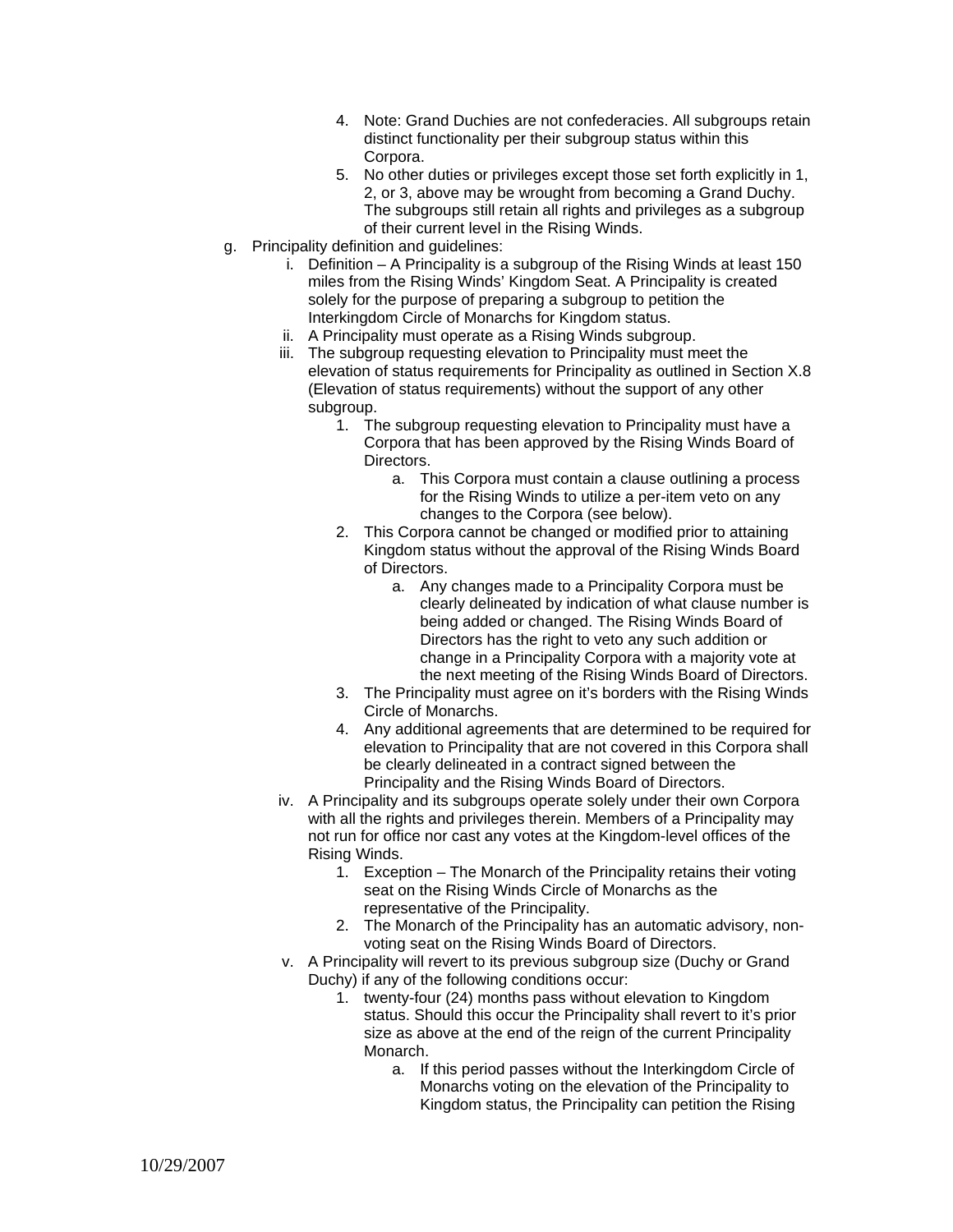4. Note: Grand Duchies are not confederacies. All subgroups retain distinct functionality per their subgroup status within this Corpora.
5. No other duties or privileges except those set forth explicitly in 1, 2, or 3, above may be wrought from becoming a Grand Duchy. The subgroups still retain all rights and privileges as a subgroup of their current level in the Rising Winds.

g. Principality definition and guidelines:
   i. Definition – A Principality is a subgroup of the Rising Winds at least 150 miles from the Rising Winds' Kingdom Seat. A Principality is created solely for the purpose of preparing a subgroup to petition the Interkingdom Circle of Monarchs for Kingdom status.
   ii. A Principality must operate as a Rising Winds subgroup.
   iii. The subgroup requesting elevation to Principality must meet the elevation of status requirements for Principality as outlined in Section X.8 (Elevation of status requirements) without the support of any other subgroup.
      1. The subgroup requesting elevation to Principality must have a Corpora that has been approved by the Rising Winds Board of Directors.
         a. This Corpora must contain a clause outlining a process for the Rising Winds to utilize a per-item veto on any changes to the Corpora (see below).
      2. This Corpora cannot be changed or modified prior to attaining Kingdom status without the approval of the Rising Winds Board of Directors.
         a. Any changes made to a Principality Corpora must be clearly delineated by indication of what clause number is being added or changed. The Rising Winds Board of Directors has the right to veto any such addition or change in a Principality Corpora with a majority vote at the next meeting of the Rising Winds Board of Directors.
      3. The Principality must agree on it's borders with the Rising Winds Circle of Monarchs.
      4. Any additional agreements that are determined to be required for elevation to Principality that are not covered in this Corpora shall be clearly delineated in a contract signed between the Principality and the Rising Winds Board of Directors.
   iv. A Principality and its subgroups operate solely under their own Corpora with all the rights and privileges therein. Members of a Principality may not run for office nor cast any votes at the Kingdom-level offices of the Rising Winds.
      1. Exception – The Monarch of the Principality retains their voting seat on the Rising Winds Circle of Monarchs as the representative of the Principality.
      2. The Monarch of the Principality has an automatic advisory, non-voting seat on the Rising Winds Board of Directors.
   v. A Principality will revert to its previous subgroup size (Duchy or Grand Duchy) if any of the following conditions occur:
      1. twenty-four (24) months pass without elevation to Kingdom status. Should this occur the Principality shall revert to it's prior size as above at the end of the reign of the current Principality Monarch.
         a. If this period passes without the Interkingdom Circle of Monarchs voting on the elevation of the Principality to Kingdom status, the Principality can petition the Rising

10/29/2007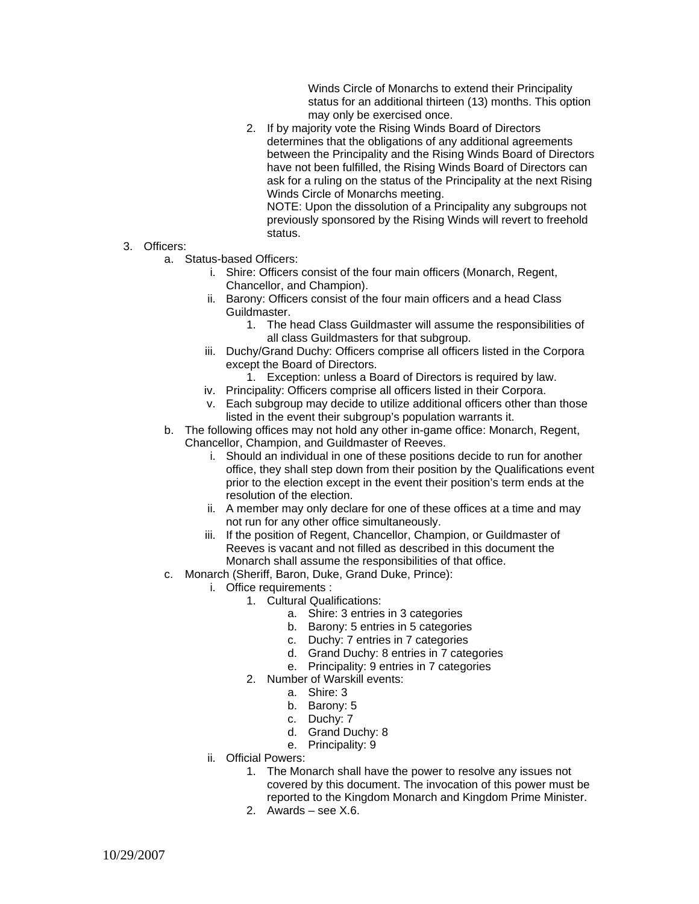Winds Circle of Monarchs to extend their Principality status for an additional thirteen (13) months. This option may only be exercised once.

2. If by majority vote the Rising Winds Board of Directors determines that the obligations of any additional agreements between the Principality and the Rising Winds Board of Directors have not been fulfilled, the Rising Winds Board of Directors can ask for a ruling on the status of the Principality at the next Rising Winds Circle of Monarchs meeting.

   NOTE: Upon the dissolution of a Principality any subgroups not previously sponsored by the Rising Winds will revert to freehold status.

3. Officers:
   a. Status-based Officers:
      i. Shire: Officers consist of the four main officers (Monarch, Regent, Chancellor, and Champion).
      ii. Barony: Officers consist of the four main officers and a head Class Guildmaster.
         1. The head Class Guildmaster will assume the responsibilities of all class Guildmasters for that subgroup.
      iii. Duchy/Grand Duchy: Officers comprise all officers listed in the Corpora except the Board of Directors.
         1. Exception: unless a Board of Directors is required by law.
      iv. Principality: Officers comprise all officers listed in their Corpora.
      v. Each subgroup may decide to utilize additional officers other than those listed in the event their subgroup's population warrants it.
   b. The following offices may not hold any other in-game office: Monarch, Regent, Chancellor, Champion, and Guildmaster of Reeves.
      i. Should an individual in one of these positions decide to run for another office, they shall step down from their position by the Qualifications event prior to the election except in the event their position's term ends at the resolution of the election.
      ii. A member may only declare for one of these offices at a time and may not run for any other office simultaneously.
      iii. If the position of Regent, Chancellor, Champion, or Guildmaster of Reeves is vacant and not filled as described in this document the Monarch shall assume the responsibilities of that office.
   c. Monarch (Sheriff, Baron, Duke, Grand Duke, Prince):
      i. Office requirements :
         1. Cultural Qualifications:
            a. Shire: 3 entries in 3 categories
            b. Barony: 5 entries in 5 categories
            c. Duchy: 7 entries in 7 categories
            d. Grand Duchy: 8 entries in 7 categories
            e. Principality: 9 entries in 7 categories
         2. Number of Warskill events:
            a. Shire: 3
            b. Barony: 5
            c. Duchy: 7
            d. Grand Duchy: 8
            e. Principality: 9
      ii. Official Powers:
         1. The Monarch shall have the power to resolve any issues not covered by this document. The invocation of this power must be reported to the Kingdom Monarch and Kingdom Prime Minister.
         2. Awards – see X.6.

10/29/2007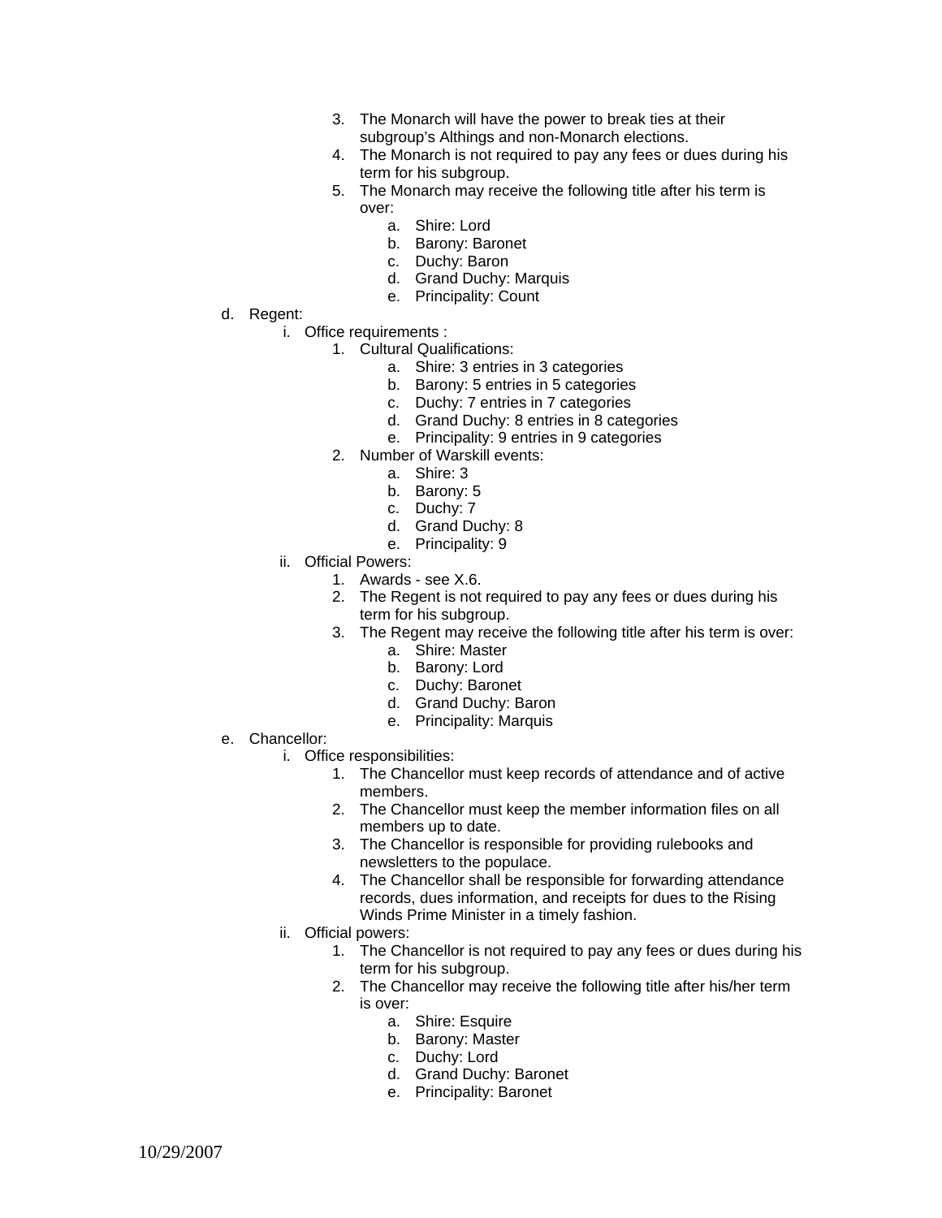3. The Monarch will have the power to break ties at their subgroup's Althings and non-Monarch elections.
4. The Monarch is not required to pay any fees or dues during his term for his subgroup.
5. The Monarch may receive the following title after his term is over:
    a. Shire: Lord
    b. Barony: Baronet
    c. Duchy: Baron
    d. Grand Duchy: Marquis
    e. Principality: Count

d. Regent:
    i. Office requirements :
        1. Cultural Qualifications:
            a. Shire: 3 entries in 3 categories
            b. Barony: 5 entries in 5 categories
            c. Duchy: 7 entries in 7 categories
            d. Grand Duchy: 8 entries in 8 categories
            e. Principality: 9 entries in 9 categories
        2. Number of Warskill events:
            a. Shire: 3
            b. Barony: 5
            c. Duchy: 7
            d. Grand Duchy: 8
            e. Principality: 9
    ii. Official Powers:
        1. Awards - see X.6.
        2. The Regent is not required to pay any fees or dues during his term for his subgroup.
        3. The Regent may receive the following title after his term is over:
            a. Shire: Master
            b. Barony: Lord
            c. Duchy: Baronet
            d. Grand Duchy: Baron
            e. Principality: Marquis

e. Chancellor:
    i. Office responsibilities:
        1. The Chancellor must keep records of attendance and of active members.
        2. The Chancellor must keep the member information files on all members up to date.
        3. The Chancellor is responsible for providing rulebooks and newsletters to the populace.
        4. The Chancellor shall be responsible for forwarding attendance records, dues information, and receipts for dues to the Rising Winds Prime Minister in a timely fashion.
    ii. Official powers:
        1. The Chancellor is not required to pay any fees or dues during his term for his subgroup.
        2. The Chancellor may receive the following title after his/her term is over:
            a. Shire: Esquire
            b. Barony: Master
            c. Duchy: Lord
            d. Grand Duchy: Baronet
            e. Principality: Baronet

10/29/2007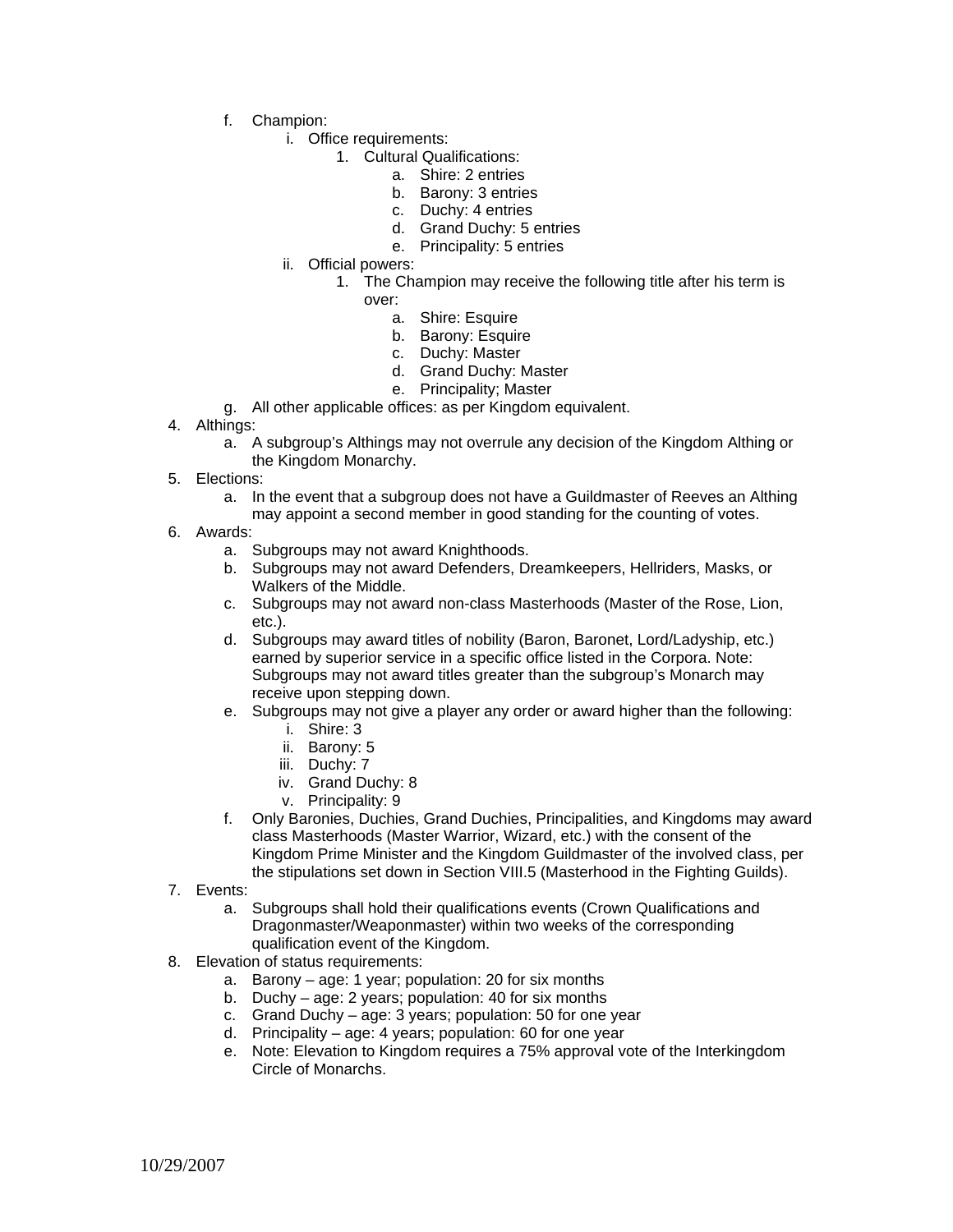f. Champion:
   i. Office requirements:
      1. Cultural Qualifications:
         a. Shire: 2 entries
         b. Barony: 3 entries
         c. Duchy: 4 entries
         d. Grand Duchy: 5 entries
         e. Principality: 5 entries
   ii. Official powers:
      1. The Champion may receive the following title after his term is over:
         a. Shire: Esquire
         b. Barony: Esquire
         c. Duchy: Master
         d. Grand Duchy: Master
         e. Principality; Master

g. All other applicable offices: as per Kingdom equivalent.

4. Althings:
   a. A subgroup's Althings may not overrule any decision of the Kingdom Althing or the Kingdom Monarchy.
5. Elections:
   a. In the event that a subgroup does not have a Guildmaster of Reeves an Althing may appoint a second member in good standing for the counting of votes.
6. Awards:
   a. Subgroups may not award Knighthoods.
   b. Subgroups may not award Defenders, Dreamkeepers, Hellriders, Masks, or Walkers of the Middle.
   c. Subgroups may not award non-class Masterhoods (Master of the Rose, Lion, etc.).
   d. Subgroups may award titles of nobility (Baron, Baronet, Lord/Ladyship, etc.) earned by superior service in a specific office listed in the Corpora. Note: Subgroups may not award titles greater than the subgroup's Monarch may receive upon stepping down.
   e. Subgroups may not give a player any order or award higher than the following:
      i. Shire: 3
      ii. Barony: 5
      iii. Duchy: 7
      iv. Grand Duchy: 8
      v. Principality: 9
   f. Only Baronies, Duchies, Grand Duchies, Principalities, and Kingdoms may award class Masterhoods (Master Warrior, Wizard, etc.) with the consent of the Kingdom Prime Minister and the Kingdom Guildmaster of the involved class, per the stipulations set down in Section VIII.5 (Masterhood in the Fighting Guilds).
7. Events:
   a. Subgroups shall hold their qualifications events (Crown Qualifications and Dragonmaster/Weaponmaster) within two weeks of the corresponding qualification event of the Kingdom.
8. Elevation of status requirements:
   a. Barony – age: 1 year; population: 20 for six months
   b. Duchy – age: 2 years; population: 40 for six months
   c. Grand Duchy – age: 3 years; population: 50 for one year
   d. Principality – age: 4 years; population: 60 for one year
   e. Note: Elevation to Kingdom requires a 75% approval vote of the Interkingdom Circle of Monarchs.

10/29/2007